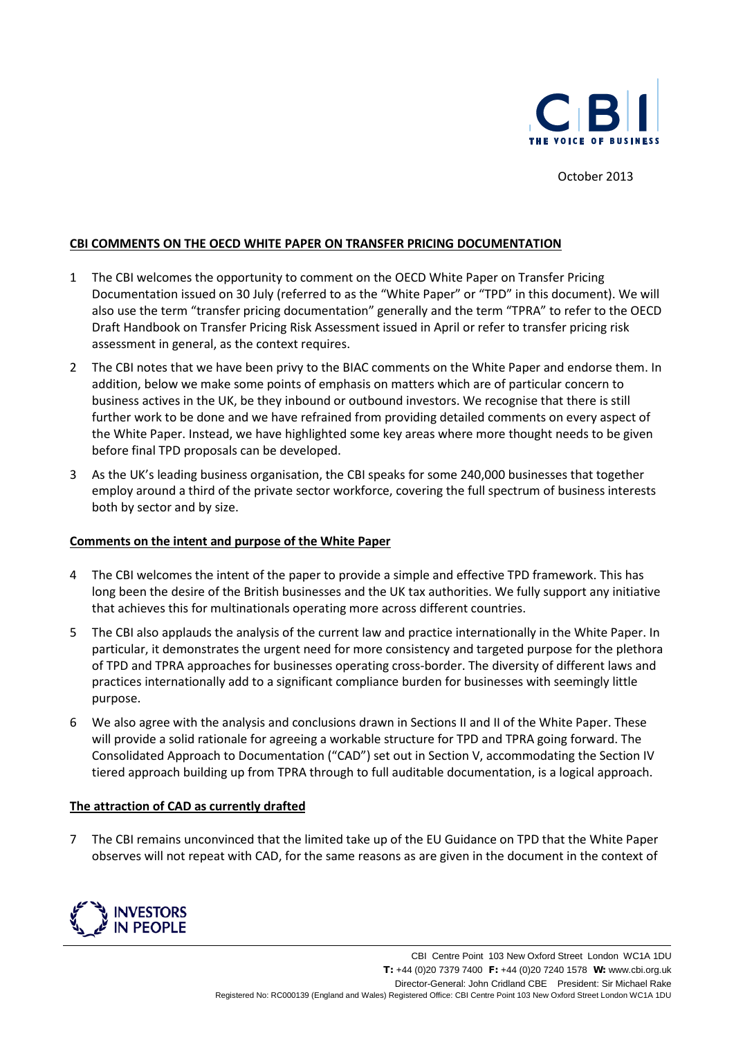October 2013

**CBI COMMENTS ON THE OECD WHITE PAPER ON TRANSFER PRICING DOCUMENTATION**

1 The CBI welcomes the opportunity to comment on the OECD White Paper on Transfer Pricing Documentation issued on 30 July (referred to as the "White Paper" or "TPD" in this document). We will also use the term "transfer pricing documentation" generally and the term "TPRA" to refer to the OECD Draft Handbook on Transfer Pricing Risk Assessment issued in April or refer to transfer pricing risk assessment in general, as the context requires.

2 The CBI notes that we have been privy to the BIAC comments on the White Paper and endorse them. In addition, below we make some points of emphasis on matters which are of particular concern to business actives in the UK, be they inbound or outbound investors. We recognise that there is still further work to be done and we have refrained from providing detailed comments on every aspect of the White Paper. Instead, we have highlighted some key areas where more thought needs to be given before final TPD proposals can be developed.

3 As the UK's leading business organisation, the CBI speaks for some 240,000 businesses that together employ around a third of the private sector workforce, covering the full spectrum of business interests both by sector and by size.

**Comments on the intent and purpose of the White Paper**

4 The CBI welcomes the intent of the paper to provide a simple and effective TPD framework. This has long been the desire of the British businesses and the UK tax authorities. We fully support any initiative that achieves this for multinationals operating more across different countries.

5 The CBI also applauds the analysis of the current law and practice internationally in the White Paper. In particular, it demonstrates the urgent need for more consistency and targeted purpose for the plethora of TPD and TPRA approaches for businesses operating cross-border. The diversity of different laws and practices internationally add to a significant compliance burden for businesses with seemingly little purpose.

6 We also agree with the analysis and conclusions drawn in Sections II and II of the White Paper. These will provide a solid rationale for agreeing a workable structure for TPD and TPRA going forward. The Consolidated Approach to Documentation ("CAD") set out in Section V, accommodating the Section IV tiered approach building up from TPRA through to full auditable documentation, is a logical approach.

**The attraction of CAD as currently drafted**

7 The CBI remains unconvinced that the limited take up of the EU Guidance on TPD that the White Paper observes will not repeat with CAD, for the same reasons as are given in the document in the context of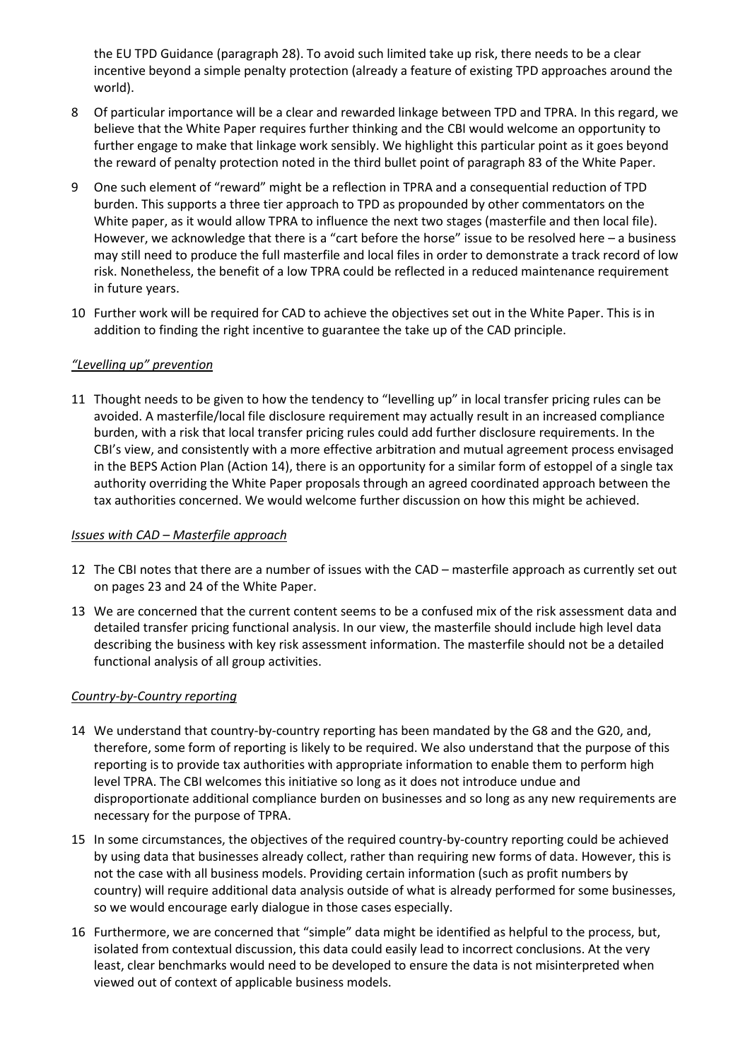the EU TPD Guidance (paragraph 28). To avoid such limited take up risk, there needs to be a clear incentive beyond a simple penalty protection (already a feature of existing TPD approaches around the world).

8 Of particular importance will be a clear and rewarded linkage between TPD and TPRA. In this regard, we believe that the White Paper requires further thinking and the CBI would welcome an opportunity to further engage to make that linkage work sensibly. We highlight this particular point as it goes beyond the reward of penalty protection noted in the third bullet point of paragraph 83 of the White Paper.

9 One such element of "reward" might be a reflection in TPRA and a consequential reduction of TPD burden. This supports a three tier approach to TPD as propounded by other commentators on the White paper, as it would allow TPRA to influence the next two stages (masterfile and then local file). However, we acknowledge that there is a "cart before the horse" issue to be resolved here – a business may still need to produce the full masterfile and local files in order to demonstrate a track record of low risk. Nonetheless, the benefit of a low TPRA could be reflected in a reduced maintenance requirement in future years.

10 Further work will be required for CAD to achieve the objectives set out in the White Paper. This is in addition to finding the right incentive to guarantee the take up of the CAD principle.

*"Levelling up" prevention*

11 Thought needs to be given to how the tendency to "levelling up" in local transfer pricing rules can be avoided. A masterfile/local file disclosure requirement may actually result in an increased compliance burden, with a risk that local transfer pricing rules could add further disclosure requirements. In the CBI's view, and consistently with a more effective arbitration and mutual agreement process envisaged in the BEPS Action Plan (Action 14), there is an opportunity for a similar form of estoppel of a single tax authority overriding the White Paper proposals through an agreed coordinated approach between the tax authorities concerned. We would welcome further discussion on how this might be achieved.

*Issues with CAD – Masterfile approach*

12 The CBI notes that there are a number of issues with the CAD – masterfile approach as currently set out on pages 23 and 24 of the White Paper.

13 We are concerned that the current content seems to be a confused mix of the risk assessment data and detailed transfer pricing functional analysis. In our view, the masterfile should include high level data describing the business with key risk assessment information. The masterfile should not be a detailed functional analysis of all group activities.

*Country-by-Country reporting*

14 We understand that country-by-country reporting has been mandated by the G8 and the G20, and, therefore, some form of reporting is likely to be required. We also understand that the purpose of this reporting is to provide tax authorities with appropriate information to enable them to perform high level TPRA. The CBI welcomes this initiative so long as it does not introduce undue and disproportionate additional compliance burden on businesses and so long as any new requirements are necessary for the purpose of TPRA.

15 In some circumstances, the objectives of the required country-by-country reporting could be achieved by using data that businesses already collect, rather than requiring new forms of data. However, this is not the case with all business models. Providing certain information (such as profit numbers by country) will require additional data analysis outside of what is already performed for some businesses, so we would encourage early dialogue in those cases especially.

16 Furthermore, we are concerned that "simple" data might be identified as helpful to the process, but, isolated from contextual discussion, this data could easily lead to incorrect conclusions. At the very least, clear benchmarks would need to be developed to ensure the data is not misinterpreted when viewed out of context of applicable business models.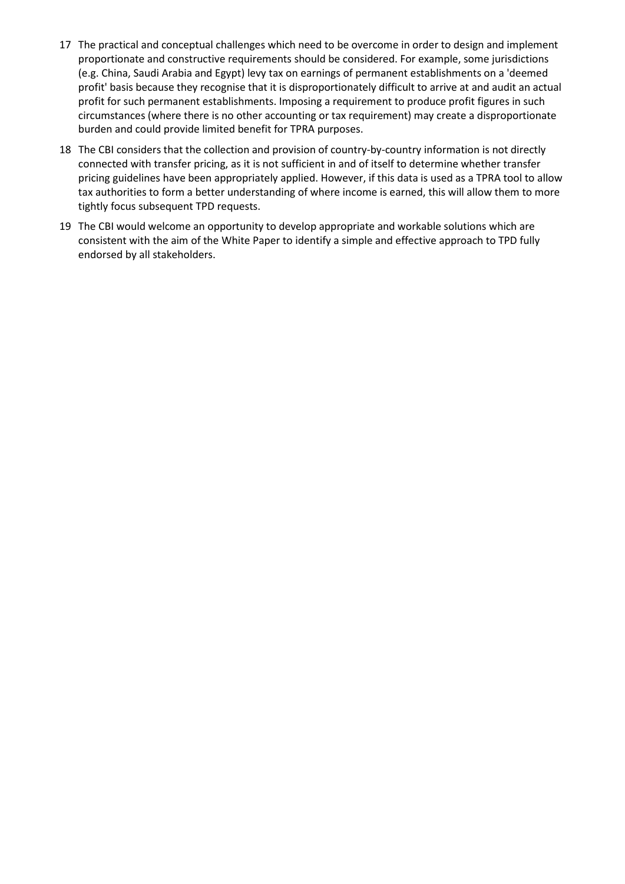17 The practical and conceptual challenges which need to be overcome in order to design and implement proportionate and constructive requirements should be considered. For example, some jurisdictions (e.g. China, Saudi Arabia and Egypt) levy tax on earnings of permanent establishments on a 'deemed profit' basis because they recognise that it is disproportionately difficult to arrive at and audit an actual profit for such permanent establishments. Imposing a requirement to produce profit figures in such circumstances (where there is no other accounting or tax requirement) may create a disproportionate burden and could provide limited benefit for TPRA purposes.

18 The CBI considers that the collection and provision of country-by-country information is not directly connected with transfer pricing, as it is not sufficient in and of itself to determine whether transfer pricing guidelines have been appropriately applied. However, if this data is used as a TPRA tool to allow tax authorities to form a better understanding of where income is earned, this will allow them to more tightly focus subsequent TPD requests.

19 The CBI would welcome an opportunity to develop appropriate and workable solutions which are consistent with the aim of the White Paper to identify a simple and effective approach to TPD fully endorsed by all stakeholders.